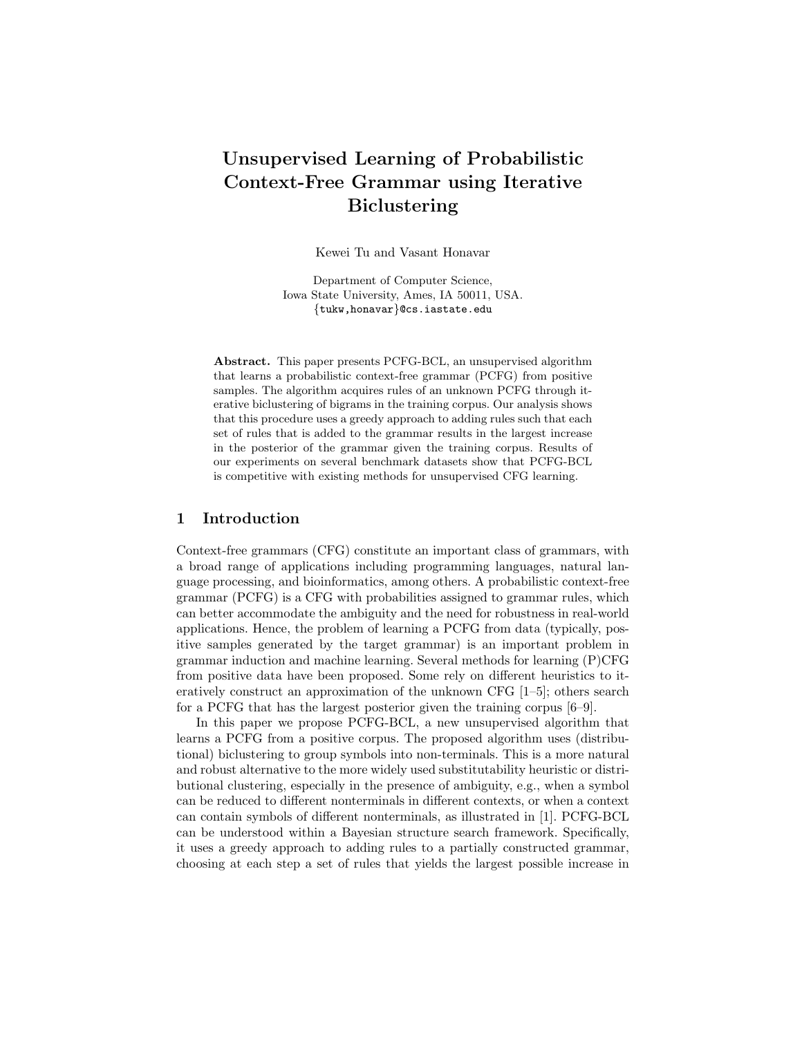# Unsupervised Learning of Probabilistic Context-Free Grammar using Iterative Biclustering

Kewei Tu and Vasant Honavar

Department of Computer Science,
Iowa State University, Ames, IA 50011, USA.
{tukw,honavar}@cs.iastate.edu

**Abstract.** This paper presents PCFG-BCL, an unsupervised algorithm that learns a probabilistic context-free grammar (PCFG) from positive samples. The algorithm acquires rules of an unknown PCFG through iterative biclustering of bigrams in the training corpus. Our analysis shows that this procedure uses a greedy approach to adding rules such that each set of rules that is added to the grammar results in the largest increase in the posterior of the grammar given the training corpus. Results of our experiments on several benchmark datasets show that PCFG-BCL is competitive with existing methods for unsupervised CFG learning.

## 1 Introduction

Context-free grammars (CFG) constitute an important class of grammars, with a broad range of applications including programming languages, natural language processing, and bioinformatics, among others. A probabilistic context-free grammar (PCFG) is a CFG with probabilities assigned to grammar rules, which can better accommodate the ambiguity and the need for robustness in real-world applications. Hence, the problem of learning a PCFG from data (typically, positive samples generated by the target grammar) is an important problem in grammar induction and machine learning. Several methods for learning (P)CFG from positive data have been proposed. Some rely on different heuristics to iteratively construct an approximation of the unknown CFG [1–5]; others search for a PCFG that has the largest posterior given the training corpus [6–9].

In this paper we propose PCFG-BCL, a new unsupervised algorithm that learns a PCFG from a positive corpus. The proposed algorithm uses (distributional) biclustering to group symbols into non-terminals. This is a more natural and robust alternative to the more widely used substitutability heuristic or distributional clustering, especially in the presence of ambiguity, e.g., when a symbol can be reduced to different nonterminals in different contexts, or when a context can contain symbols of different nonterminals, as illustrated in [1]. PCFG-BCL can be understood within a Bayesian structure search framework. Specifically, it uses a greedy approach to adding rules to a partially constructed grammar, choosing at each step a set of rules that yields the largest possible increase in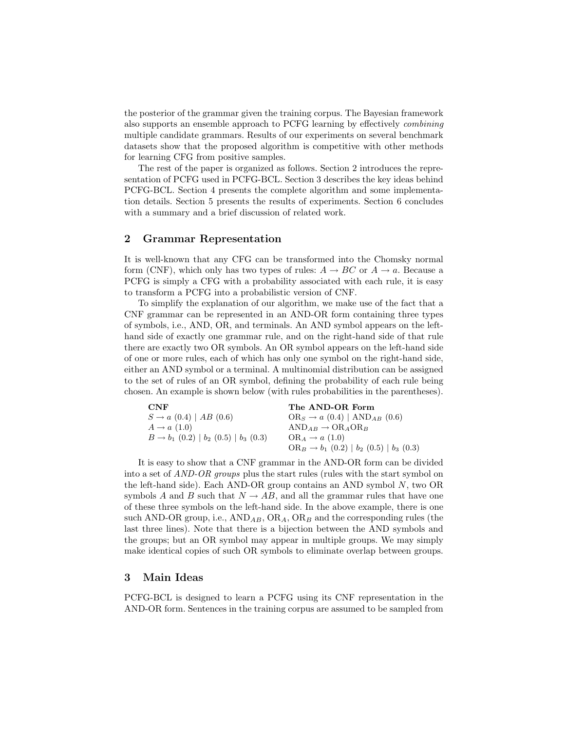the posterior of the grammar given the training corpus. The Bayesian framework also supports an ensemble approach to PCFG learning by effectively *combining* multiple candidate grammars. Results of our experiments on several benchmark datasets show that the proposed algorithm is competitive with other methods for learning CFG from positive samples.

The rest of the paper is organized as follows. Section 2 introduces the representation of PCFG used in PCFG-BCL. Section 3 describes the key ideas behind PCFG-BCL. Section 4 presents the complete algorithm and some implementation details. Section 5 presents the results of experiments. Section 6 concludes with a summary and a brief discussion of related work.

## 2 Grammar Representation

It is well-known that any CFG can be transformed into the Chomsky normal form (CNF), which only has two types of rules: $A \to BC$ or $A \to a$. Because a PCFG is simply a CFG with a probability associated with each rule, it is easy to transform a PCFG into a probabilistic version of CNF.

To simplify the explanation of our algorithm, we make use of the fact that a CNF grammar can be represented in an AND-OR form containing three types of symbols, i.e., AND, OR, and terminals. An AND symbol appears on the left-hand side of exactly one grammar rule, and on the right-hand side of that rule there are exactly two OR symbols. An OR symbol appears on the left-hand side of one or more rules, each of which has only one symbol on the right-hand side, either an AND symbol or a terminal. A multinomial distribution can be assigned to the set of rules of an OR symbol, defining the probability of each rule being chosen. An example is shown below (with rules probabilities in the parentheses).

| **CNF** | **The AND-OR Form** |
|---|---|
| $S \to a\ (0.4) \mid AB\ (0.6)$ | $\text{OR}_S \to a\ (0.4) \mid \text{AND}_{AB}\ (0.6)$ |
| $A \to a\ (1.0)$ | $\text{AND}_{AB} \to \text{OR}_A\text{OR}_B$ |
| $B \to b_1\ (0.2) \mid b_2\ (0.5) \mid b_3\ (0.3)$ | $\text{OR}_A \to a\ (1.0)$ |
| | $\text{OR}_B \to b_1\ (0.2) \mid b_2\ (0.5) \mid b_3\ (0.3)$ |

It is easy to show that a CNF grammar in the AND-OR form can be divided into a set of *AND-OR groups* plus the start rules (rules with the start symbol on the left-hand side). Each AND-OR group contains an AND symbol $N$, two OR symbols $A$ and $B$ such that $N \to AB$, and all the grammar rules that have one of these three symbols on the left-hand side. In the above example, there is one such AND-OR group, i.e., $\text{AND}_{AB}$, $\text{OR}_A$, $\text{OR}_B$ and the corresponding rules (the last three lines). Note that there is a bijection between the AND symbols and the groups; but an OR symbol may appear in multiple groups. We may simply make identical copies of such OR symbols to eliminate overlap between groups.

## 3 Main Ideas

PCFG-BCL is designed to learn a PCFG using its CNF representation in the AND-OR form. Sentences in the training corpus are assumed to be sampled from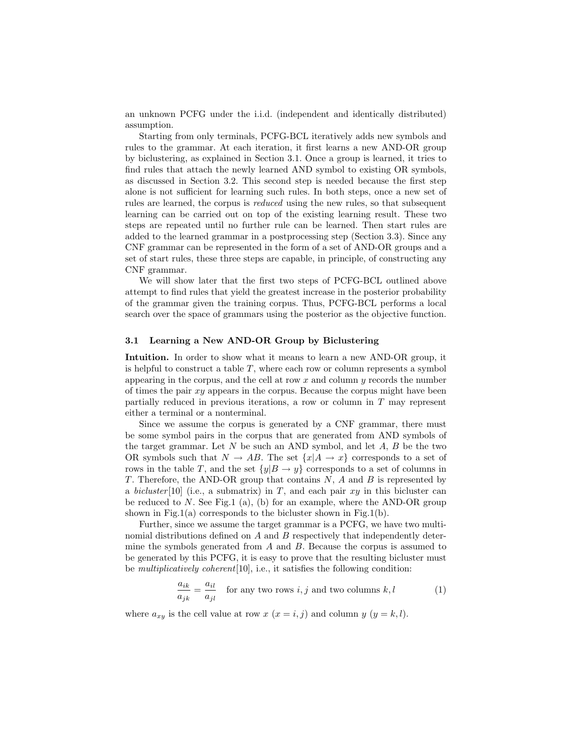an unknown PCFG under the i.i.d. (independent and identically distributed) assumption.

Starting from only terminals, PCFG-BCL iteratively adds new symbols and rules to the grammar. At each iteration, it first learns a new AND-OR group by biclustering, as explained in Section 3.1. Once a group is learned, it tries to find rules that attach the newly learned AND symbol to existing OR symbols, as discussed in Section 3.2. This second step is needed because the first step alone is not sufficient for learning such rules. In both steps, once a new set of rules are learned, the corpus is *reduced* using the new rules, so that subsequent learning can be carried out on top of the existing learning result. These two steps are repeated until no further rule can be learned. Then start rules are added to the learned grammar in a postprocessing step (Section 3.3). Since any CNF grammar can be represented in the form of a set of AND-OR groups and a set of start rules, these three steps are capable, in principle, of constructing any CNF grammar.

We will show later that the first two steps of PCFG-BCL outlined above attempt to find rules that yield the greatest increase in the posterior probability of the grammar given the training corpus. Thus, PCFG-BCL performs a local search over the space of grammars using the posterior as the objective function.

### 3.1 Learning a New AND-OR Group by Biclustering

**Intuition.** In order to show what it means to learn a new AND-OR group, it is helpful to construct a table $T$, where each row or column represents a symbol appearing in the corpus, and the cell at row $x$ and column $y$ records the number of times the pair $xy$ appears in the corpus. Because the corpus might have been partially reduced in previous iterations, a row or column in $T$ may represent either a terminal or a nonterminal.

Since we assume the corpus is generated by a CNF grammar, there must be some symbol pairs in the corpus that are generated from AND symbols of the target grammar. Let $N$ be such an AND symbol, and let $A$, $B$ be the two OR symbols such that $N \rightarrow AB$. The set $\{x|A \rightarrow x\}$ corresponds to a set of rows in the table $T$, and the set $\{y|B \rightarrow y\}$ corresponds to a set of columns in $T$. Therefore, the AND-OR group that contains $N$, $A$ and $B$ is represented by a *bicluster*[10] (i.e., a submatrix) in $T$, and each pair $xy$ in this bicluster can be reduced to $N$. See Fig.1 (a), (b) for an example, where the AND-OR group shown in Fig.1(a) corresponds to the bicluster shown in Fig.1(b).

Further, since we assume the target grammar is a PCFG, we have two multinomial distributions defined on $A$ and $B$ respectively that independently determine the symbols generated from $A$ and $B$. Because the corpus is assumed to be generated by this PCFG, it is easy to prove that the resulting bicluster must be *multiplicatively coherent*[10], i.e., it satisfies the following condition:

$$\frac{a_{ik}}{a_{jk}} = \frac{a_{il}}{a_{jl}} \quad \text{for any two rows } i, j \text{ and two columns } k, l \tag{1}$$

where $a_{xy}$ is the cell value at row $x$ ($x = i, j$) and column $y$ ($y = k, l$).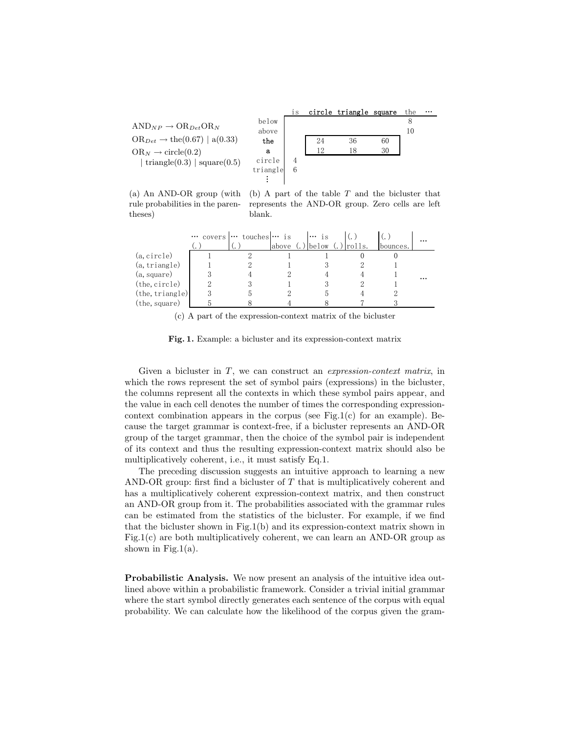$AND_{NP} \rightarrow OR_{Det} OR_N$

$OR_{Det} \rightarrow \text{the}(0.67) \mid \text{a}(0.33)$

$OR_N \rightarrow \text{circle}(0.2)$

$\quad \mid \text{triangle}(0.3) \mid \text{square}(0.5)$

(a) An AND-OR group (with rule probabilities in the parentheses)

| | is | circle | triangle | square | the | ··· |
|---|---|---|---|---|---|---|
| below | | | | | 8 | |
| above | | | | | 10 | |
| the | | 24 | 36 | 60 | | |
| a | | 12 | 18 | 30 | | |
| circle | 4 | | | | | |
| triangle | 6 | | | | | |
| ⋮ | | | | | | |

(b) A part of the table $T$ and the bicluster that represents the AND-OR group. Zero cells are left blank.

| | ··· covers (.) | ··· touches (.) | ··· is above (.) | ··· is below (.) | (.) rolls. | (.) bounces. | ··· |
|---|---|---|---|---|---|---|---|
| (a, circle) | 1 | 2 | 1 | 1 | 0 | 0 | |
| (a, triangle) | 1 | 2 | 1 | 3 | 2 | 1 | |
| (a, square) | 3 | 4 | 2 | 4 | 4 | 1 | ··· |
| (the, circle) | 2 | 3 | 1 | 3 | 2 | 1 | |
| (the, triangle) | 3 | 5 | 2 | 5 | 4 | 2 | |
| (the, square) | 5 | 8 | 4 | 8 | 7 | 3 | |

(c) A part of the expression-context matrix of the bicluster

**Fig. 1.** Example: a bicluster and its expression-context matrix

Given a bicluster in $T$, we can construct an *expression-context matrix*, in which the rows represent the set of symbol pairs (expressions) in the bicluster, the columns represent all the contexts in which these symbol pairs appear, and the value in each cell denotes the number of times the corresponding expression-context combination appears in the corpus (see Fig.1(c) for an example). Because the target grammar is context-free, if a bicluster represents an AND-OR group of the target grammar, then the choice of the symbol pair is independent of its context and thus the resulting expression-context matrix should also be multiplicatively coherent, i.e., it must satisfy Eq.1.

The preceding discussion suggests an intuitive approach to learning a new AND-OR group: first find a bicluster of $T$ that is multiplicatively coherent and has a multiplicatively coherent expression-context matrix, and then construct an AND-OR group from it. The probabilities associated with the grammar rules can be estimated from the statistics of the bicluster. For example, if we find that the bicluster shown in Fig.1(b) and its expression-context matrix shown in Fig.1(c) are both multiplicatively coherent, we can learn an AND-OR group as shown in Fig.1(a).

**Probabilistic Analysis.** We now present an analysis of the intuitive idea outlined above within a probabilistic framework. Consider a trivial initial grammar where the start symbol directly generates each sentence of the corpus with equal probability. We can calculate how the likelihood of the corpus given the gram-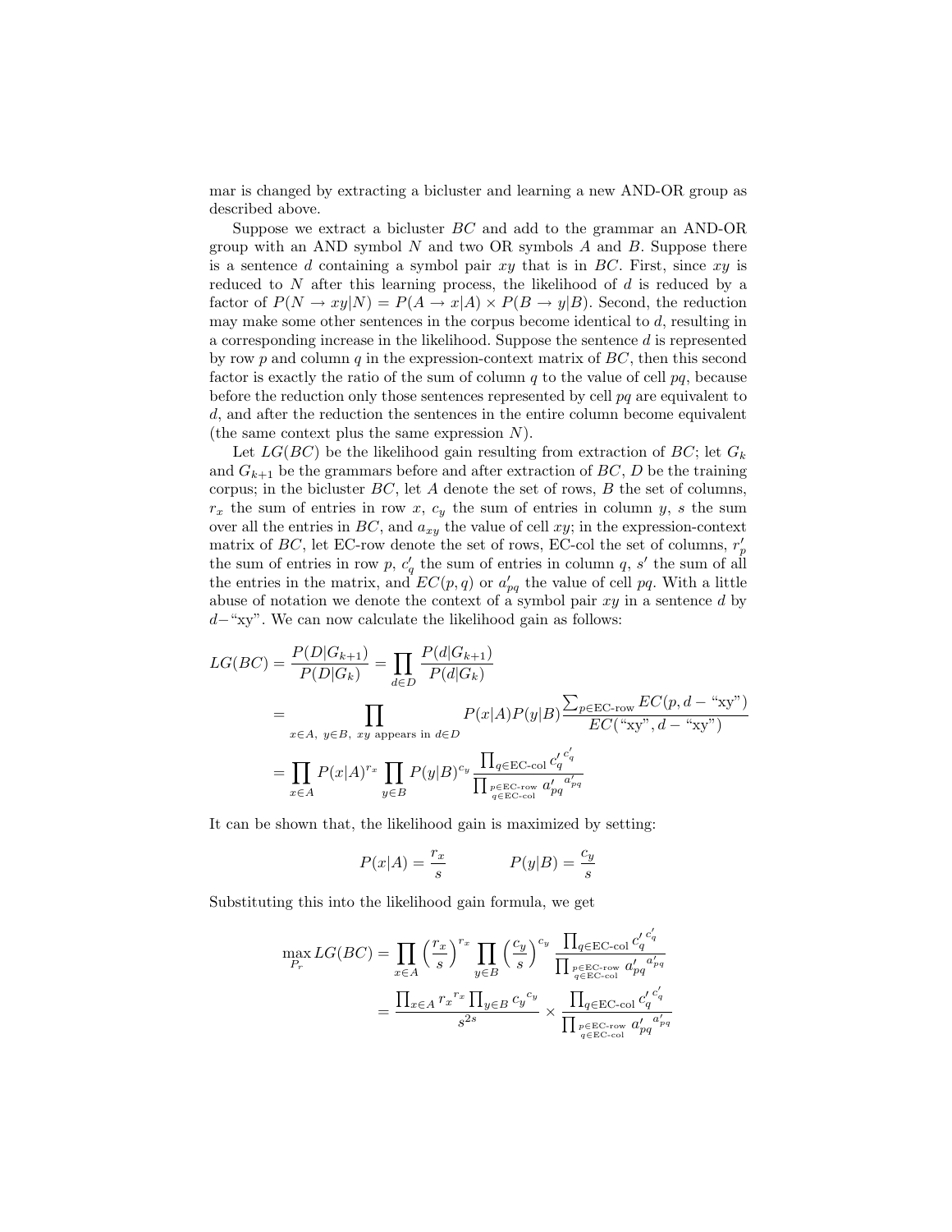mar is changed by extracting a bicluster and learning a new AND-OR group as described above.

Suppose we extract a bicluster $BC$ and add to the grammar an AND-OR group with an AND symbol $N$ and two OR symbols $A$ and $B$. Suppose there is a sentence $d$ containing a symbol pair $xy$ that is in $BC$. First, since $xy$ is reduced to $N$ after this learning process, the likelihood of $d$ is reduced by a factor of $P(N \rightarrow xy|N) = P(A \rightarrow x|A) \times P(B \rightarrow y|B)$. Second, the reduction may make some other sentences in the corpus become identical to $d$, resulting in a corresponding increase in the likelihood. Suppose the sentence $d$ is represented by row $p$ and column $q$ in the expression-context matrix of $BC$, then this second factor is exactly the ratio of the sum of column $q$ to the value of cell $pq$, because before the reduction only those sentences represented by cell $pq$ are equivalent to $d$, and after the reduction the sentences in the entire column become equivalent (the same context plus the same expression $N$).

Let $LG(BC)$ be the likelihood gain resulting from extraction of $BC$; let $G_k$ and $G_{k+1}$ be the grammars before and after extraction of $BC$, $D$ be the training corpus; in the bicluster $BC$, let $A$ denote the set of rows, $B$ the set of columns, $r_x$ the sum of entries in row $x$, $c_y$ the sum of entries in column $y$, $s$ the sum over all the entries in $BC$, and $a_{xy}$ the value of cell $xy$; in the expression-context matrix of $BC$, let EC-row denote the set of rows, EC-col the set of columns, $r'_p$ the sum of entries in row $p$, $c'_q$ the sum of entries in column $q$, $s'$ the sum of all the entries in the matrix, and $EC(p, q)$ or $a'_{pq}$ the value of cell $pq$. With a little abuse of notation we denote the context of a symbol pair $xy$ in a sentence $d$ by $d-$"xy". We can now calculate the likelihood gain as follows:

$$
\begin{aligned}
LG(BC) &= \frac{P(D|G_{k+1})}{P(D|G_k)} = \prod_{d \in D} \frac{P(d|G_{k+1})}{P(d|G_k)} \\
&= \prod_{x \in A,\ y \in B,\ xy \text{ appears in } d \in D} P(x|A)P(y|B) \frac{\sum_{p \in \text{EC-row}} EC(p, d - \text{“xy”})}{EC(\text{“xy”}, d - \text{“xy”})} \\
&= \prod_{x \in A} P(x|A)^{r_x} \prod_{y \in B} P(y|B)^{c_y} \frac{\prod_{q \in \text{EC-col}} {c'_q}^{c'_q}}{\prod_{\substack{p \in \text{EC-row} \\ q \in \text{EC-col}}} {a'_{pq}}^{a'_{pq}}}
\end{aligned}
$$

It can be shown that, the likelihood gain is maximized by setting:

$$
P(x|A) = \frac{r_x}{s} \qquad\qquad P(y|B) = \frac{c_y}{s}
$$

Substituting this into the likelihood gain formula, we get

$$
\begin{aligned}
\max_{P_r} LG(BC) &= \prod_{x \in A} \left(\frac{r_x}{s}\right)^{r_x} \prod_{y \in B} \left(\frac{c_y}{s}\right)^{c_y} \frac{\prod_{q \in \text{EC-col}} {c'_q}^{c'_q}}{\prod_{\substack{p \in \text{EC-row} \\ q \in \text{EC-col}}} {a'_{pq}}^{a'_{pq}}} \\
&= \frac{\prod_{x \in A} {r_x}^{r_x} \prod_{y \in B} {c_y}^{c_y}}{s^{2s}} \times \frac{\prod_{q \in \text{EC-col}} {c'_q}^{c'_q}}{\prod_{\substack{p \in \text{EC-row} \\ q \in \text{EC-col}}} {a'_{pq}}^{a'_{pq}}}
\end{aligned}
$$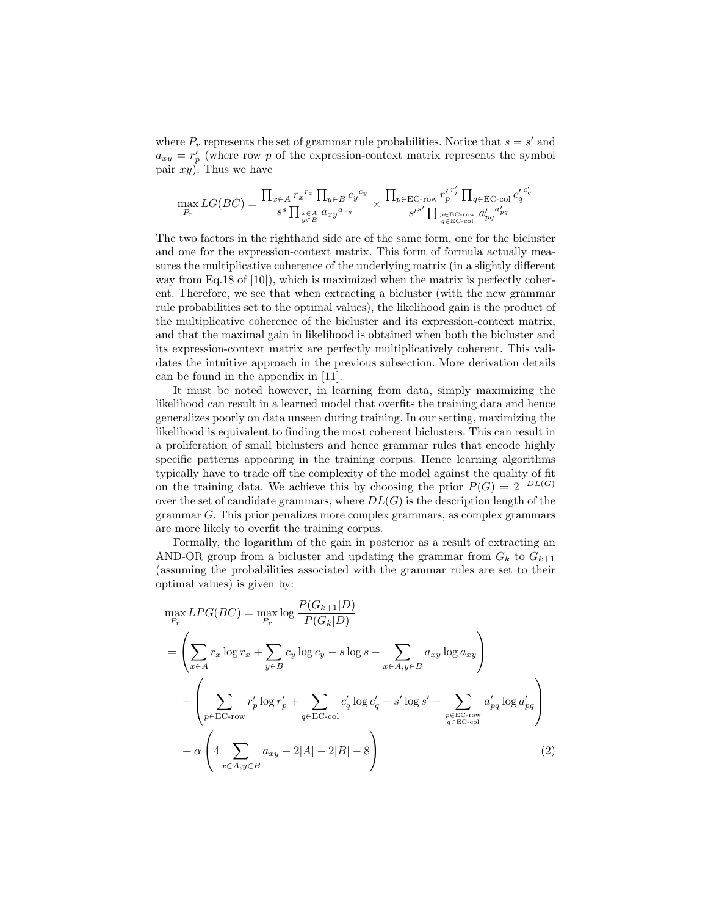where $P_r$ represents the set of grammar rule probabilities. Notice that $s = s'$ and $a_{xy} = r'_p$ (where row $p$ of the expression-context matrix represents the symbol pair $xy$). Thus we have

$$\max_{P_r} LG(BC) = \frac{\prod_{x \in A} {r_x}^{r_x} \prod_{y \in B} {c_y}^{c_y}}{s^s \prod_{\substack{x \in A \\ y \in B}} {a_{xy}}^{a_{xy}}} \times \frac{\prod_{p \in \text{EC-row}} {r'_p}^{r'_p} \prod_{q \in \text{EC-col}} {c'_q}^{c'_q}}{{s'}^{s'} \prod_{\substack{p \in \text{EC-row} \\ q \in \text{EC-col}}} {a'_{pq}}^{a'_{pq}}}$$

The two factors in the righthand side are of the same form, one for the bicluster and one for the expression-context matrix. This form of formula actually measures the multiplicative coherence of the underlying matrix (in a slightly different way from Eq.18 of [10]), which is maximized when the matrix is perfectly coherent. Therefore, we see that when extracting a bicluster (with the new grammar rule probabilities set to the optimal values), the likelihood gain is the product of the multiplicative coherence of the bicluster and its expression-context matrix, and that the maximal gain in likelihood is obtained when both the bicluster and its expression-context matrix are perfectly multiplicatively coherent. This validates the intuitive approach in the previous subsection. More derivation details can be found in the appendix in [11].

It must be noted however, in learning from data, simply maximizing the likelihood can result in a learned model that overfits the training data and hence generalizes poorly on data unseen during training. In our setting, maximizing the likelihood is equivalent to finding the most coherent biclusters. This can result in a proliferation of small biclusters and hence grammar rules that encode highly specific patterns appearing in the training corpus. Hence learning algorithms typically have to trade off the complexity of the model against the quality of fit on the training data. We achieve this by choosing the prior $P(G) = 2^{-DL(G)}$ over the set of candidate grammars, where $DL(G)$ is the description length of the grammar $G$. This prior penalizes more complex grammars, as complex grammars are more likely to overfit the training corpus.

Formally, the logarithm of the gain in posterior as a result of extracting an AND-OR group from a bicluster and updating the grammar from $G_k$ to $G_{k+1}$ (assuming the probabilities associated with the grammar rules are set to their optimal values) is given by:

$$\begin{aligned}
\max_{P_r} LPG(BC) &= \max_{P_r} \log \frac{P(G_{k+1}|D)}{P(G_k|D)} \\
&= \left( \sum_{x \in A} r_x \log r_x + \sum_{y \in B} c_y \log c_y - s \log s - \sum_{x \in A, y \in B} a_{xy} \log a_{xy} \right) \\
&\quad + \left( \sum_{p \in \text{EC-row}} r'_p \log r'_p + \sum_{q \in \text{EC-col}} c'_q \log c'_q - s' \log s' - \sum_{\substack{p \in \text{EC-row} \\ q \in \text{EC-col}}} a'_{pq} \log a'_{pq} \right) \\
&\quad + \alpha \left( 4 \sum_{x \in A, y \in B} a_{xy} - 2|A| - 2|B| - 8 \right)
\end{aligned} \tag{2}$$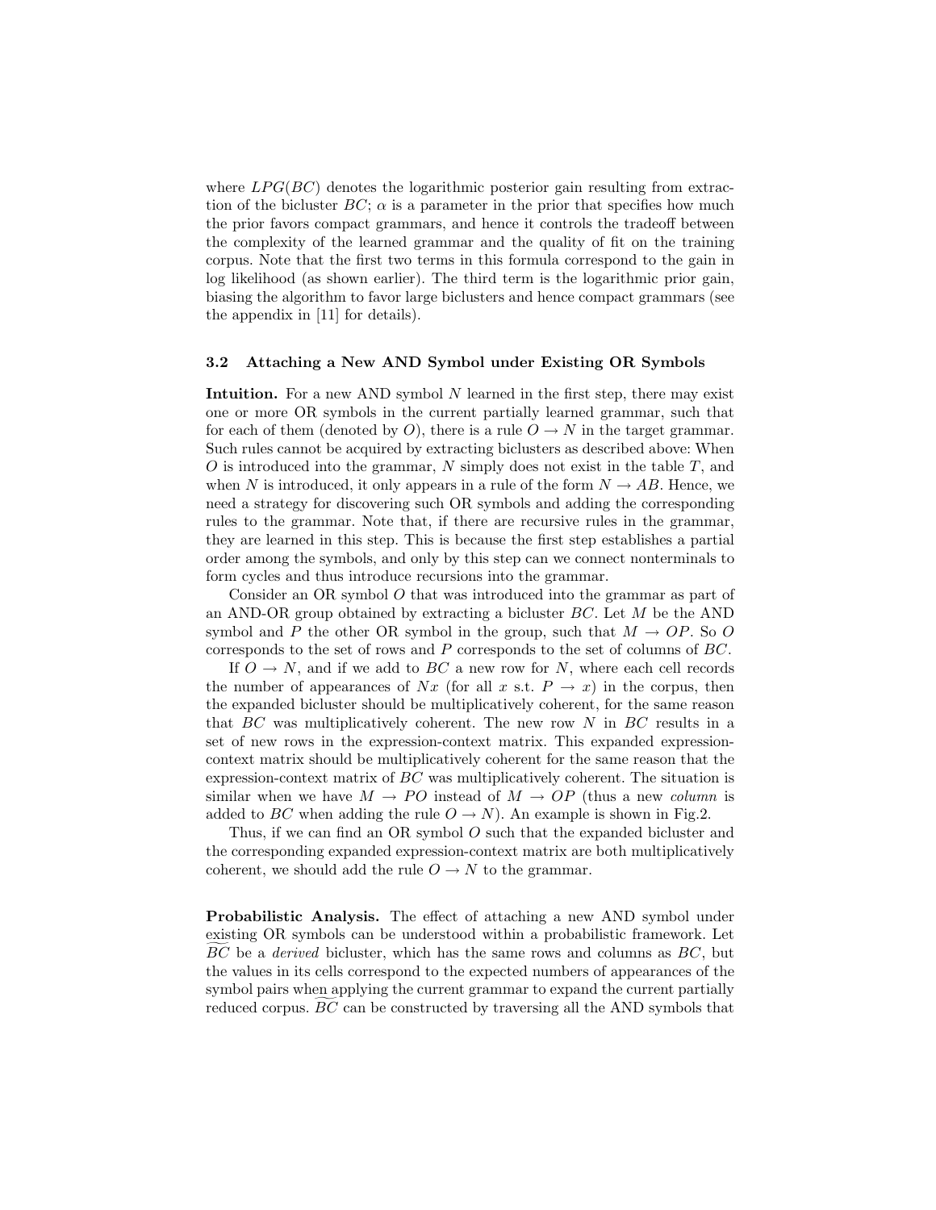where $LPG(BC)$ denotes the logarithmic posterior gain resulting from extraction of the bicluster $BC$; $\alpha$ is a parameter in the prior that specifies how much the prior favors compact grammars, and hence it controls the tradeoff between the complexity of the learned grammar and the quality of fit on the training corpus. Note that the first two terms in this formula correspond to the gain in log likelihood (as shown earlier). The third term is the logarithmic prior gain, biasing the algorithm to favor large biclusters and hence compact grammars (see the appendix in [11] for details).

### 3.2 Attaching a New AND Symbol under Existing OR Symbols

**Intuition.** For a new AND symbol $N$ learned in the first step, there may exist one or more OR symbols in the current partially learned grammar, such that for each of them (denoted by $O$), there is a rule $O \rightarrow N$ in the target grammar. Such rules cannot be acquired by extracting biclusters as described above: When $O$ is introduced into the grammar, $N$ simply does not exist in the table $T$, and when $N$ is introduced, it only appears in a rule of the form $N \rightarrow AB$. Hence, we need a strategy for discovering such OR symbols and adding the corresponding rules to the grammar. Note that, if there are recursive rules in the grammar, they are learned in this step. This is because the first step establishes a partial order among the symbols, and only by this step can we connect nonterminals to form cycles and thus introduce recursions into the grammar.

Consider an OR symbol $O$ that was introduced into the grammar as part of an AND-OR group obtained by extracting a bicluster $BC$. Let $M$ be the AND symbol and $P$ the other OR symbol in the group, such that $M \rightarrow OP$. So $O$ corresponds to the set of rows and $P$ corresponds to the set of columns of $BC$.

If $O \rightarrow N$, and if we add to $BC$ a new row for $N$, where each cell records the number of appearances of $Nx$ (for all $x$ s.t. $P \rightarrow x$) in the corpus, then the expanded bicluster should be multiplicatively coherent, for the same reason that $BC$ was multiplicatively coherent. The new row $N$ in $BC$ results in a set of new rows in the expression-context matrix. This expanded expression-context matrix should be multiplicatively coherent for the same reason that the expression-context matrix of $BC$ was multiplicatively coherent. The situation is similar when we have $M \rightarrow PO$ instead of $M \rightarrow OP$ (thus a new *column* is added to $BC$ when adding the rule $O \rightarrow N$). An example is shown in Fig.2.

Thus, if we can find an OR symbol $O$ such that the expanded bicluster and the corresponding expanded expression-context matrix are both multiplicatively coherent, we should add the rule $O \rightarrow N$ to the grammar.

**Probabilistic Analysis.** The effect of attaching a new AND symbol under existing OR symbols can be understood within a probabilistic framework. Let $\widetilde{BC}$ be a *derived* bicluster, which has the same rows and columns as $BC$, but the values in its cells correspond to the expected numbers of appearances of the symbol pairs when applying the current grammar to expand the current partially reduced corpus. $\widetilde{BC}$ can be constructed by traversing all the AND symbols that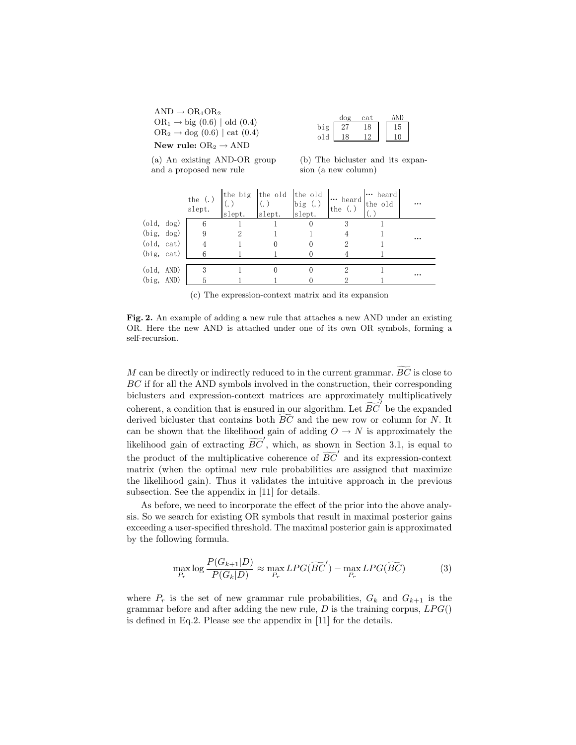$AND \rightarrow OR_1 OR_2$
$OR_1 \rightarrow$ big (0.6) | old (0.4)
$OR_2 \rightarrow$ dog (0.6) | cat (0.4)

**New rule:** $OR_2 \rightarrow AND$

(a) An existing AND-OR group and a proposed new rule

| | dog | cat | AND |
|---|---|---|---|
| big | 27 | 18 | 15 |
| old | 18 | 12 | 10 |

(b) The bicluster and its expansion (a new column)

| | the (.) slept. | the big (.) slept. | the old (.) slept. | the old big (.) slept. | ... heard the (.) | ... heard the old (.) | ... |
|---|---|---|---|---|---|---|---|
| (old, dog) | 6 | 1 | 1 | 0 | 3 | 1 | ... |
| (big, dog) | 9 | 2 | 1 | 1 | 4 | 1 | |
| (old, cat) | 4 | 1 | 0 | 0 | 2 | 1 | |
| (big, cat) | 6 | 1 | 1 | 0 | 4 | 1 | |
| (old, AND) | 3 | 1 | 0 | 0 | 2 | 1 | ... |
| (big, AND) | 5 | 1 | 1 | 0 | 2 | 1 | |

(c) The expression-context matrix and its expansion

**Fig. 2.** An example of adding a new rule that attaches a new AND under an existing OR. Here the new AND is attached under one of its own OR symbols, forming a self-recursion.

$M$ can be directly or indirectly reduced to in the current grammar. $\widetilde{BC}$ is close to $BC$ if for all the AND symbols involved in the construction, their corresponding biclusters and expression-context matrices are approximately multiplicatively coherent, a condition that is ensured in our algorithm. Let $\widetilde{BC}'$ be the expanded derived bicluster that contains both $\widetilde{BC}$ and the new row or column for $N$. It can be shown that the likelihood gain of adding $O \rightarrow N$ is approximately the likelihood gain of extracting $\widetilde{BC}'$, which, as shown in Section 3.1, is equal to the product of the multiplicative coherence of $\widetilde{BC}'$ and its expression-context matrix (when the optimal new rule probabilities are assigned that maximize the likelihood gain). Thus it validates the intuitive approach in the previous subsection. See the appendix in [11] for details.

As before, we need to incorporate the effect of the prior into the above analysis. So we search for existing OR symbols that result in maximal posterior gains exceeding a user-specified threshold. The maximal posterior gain is approximated by the following formula.

$$\max_{P_r} \log \frac{P(G_{k+1}|D)}{P(G_k|D)} \approx \max_{P_r} LPG(\widetilde{BC}') - \max_{P_r} LPG(\widetilde{BC}) \tag{3}$$

where $P_r$ is the set of new grammar rule probabilities, $G_k$ and $G_{k+1}$ is the grammar before and after adding the new rule, $D$ is the training corpus, $LPG()$ is defined in Eq.2. Please see the appendix in [11] for the details.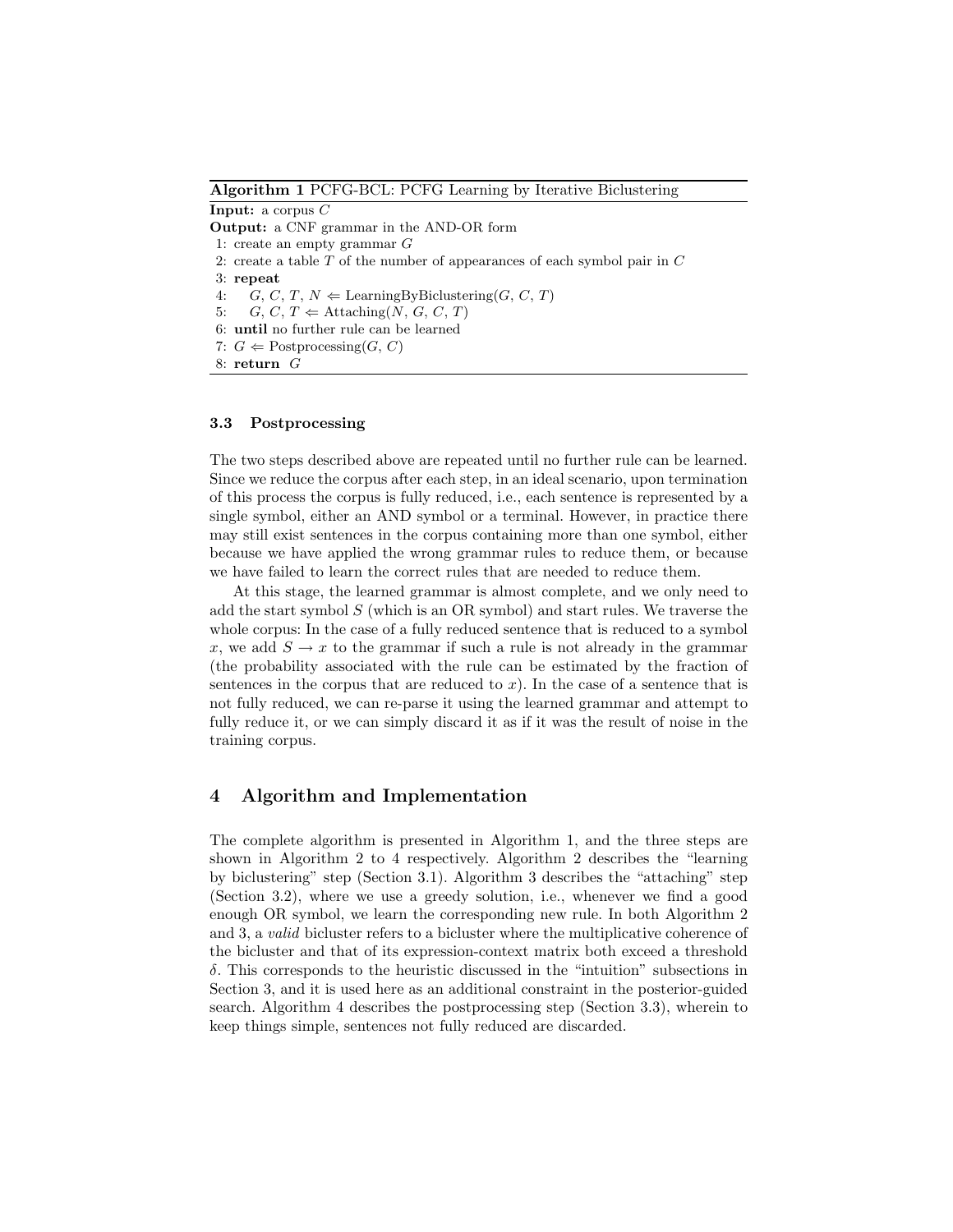**Algorithm 1** PCFG-BCL: PCFG Learning by Iterative Biclustering

**Input:** a corpus $C$

**Output:** a CNF grammar in the AND-OR form

1: create an empty grammar $G$
2: create a table $T$ of the number of appearances of each symbol pair in $C$
3: **repeat**
4: $\quad G, C, T, N \Leftarrow$ LearningByBiclustering($G$, $C$, $T$)
5: $\quad G, C, T \Leftarrow$ Attaching($N$, $G$, $C$, $T$)
6: **until** no further rule can be learned
7: $G \Leftarrow$ Postprocessing($G$, $C$)
8: **return** $G$

### 3.3 Postprocessing

The two steps described above are repeated until no further rule can be learned. Since we reduce the corpus after each step, in an ideal scenario, upon termination of this process the corpus is fully reduced, i.e., each sentence is represented by a single symbol, either an AND symbol or a terminal. However, in practice there may still exist sentences in the corpus containing more than one symbol, either because we have applied the wrong grammar rules to reduce them, or because we have failed to learn the correct rules that are needed to reduce them.

At this stage, the learned grammar is almost complete, and we only need to add the start symbol $S$ (which is an OR symbol) and start rules. We traverse the whole corpus: In the case of a fully reduced sentence that is reduced to a symbol $x$, we add $S \to x$ to the grammar if such a rule is not already in the grammar (the probability associated with the rule can be estimated by the fraction of sentences in the corpus that are reduced to $x$). In the case of a sentence that is not fully reduced, we can re-parse it using the learned grammar and attempt to fully reduce it, or we can simply discard it as if it was the result of noise in the training corpus.

## 4 Algorithm and Implementation

The complete algorithm is presented in Algorithm 1, and the three steps are shown in Algorithm 2 to 4 respectively. Algorithm 2 describes the "learning by biclustering" step (Section 3.1). Algorithm 3 describes the "attaching" step (Section 3.2), where we use a greedy solution, i.e., whenever we find a good enough OR symbol, we learn the corresponding new rule. In both Algorithm 2 and 3, a *valid* bicluster refers to a bicluster where the multiplicative coherence of the bicluster and that of its expression-context matrix both exceed a threshold $\delta$. This corresponds to the heuristic discussed in the "intuition" subsections in Section 3, and it is used here as an additional constraint in the posterior-guided search. Algorithm 4 describes the postprocessing step (Section 3.3), wherein to keep things simple, sentences not fully reduced are discarded.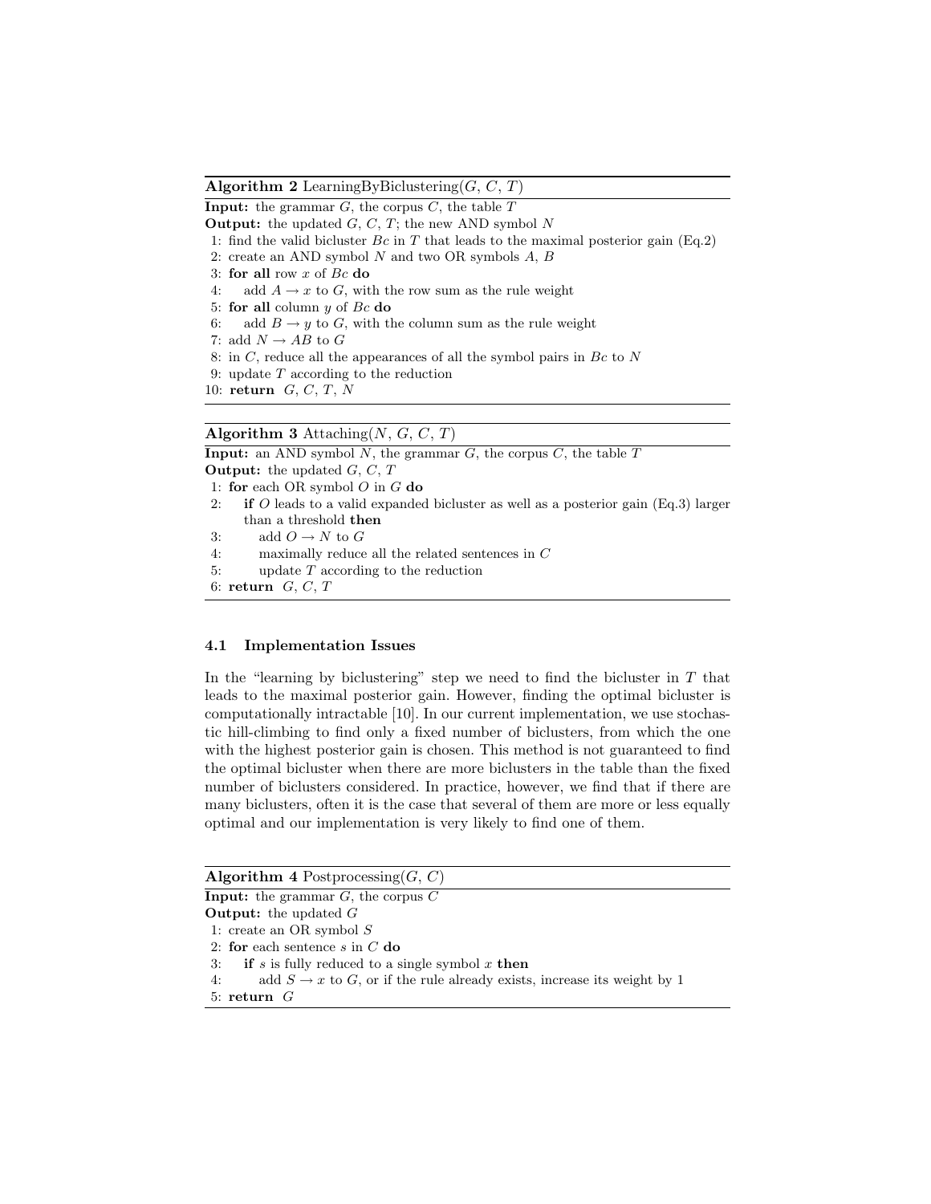**Algorithm 2** LearningByBiclustering($G$, $C$, $T$)

**Input:** the grammar $G$, the corpus $C$, the table $T$
**Output:** the updated $G$, $C$, $T$; the new AND symbol $N$

```
1: find the valid bicluster Bc in T that leads to the maximal posterior gain (Eq.2)
2: create an AND symbol N and two OR symbols A, B
3: for all row x of Bc do
4:     add A → x to G, with the row sum as the rule weight
5: for all column y of Bc do
6:     add B → y to G, with the column sum as the rule weight
7: add N → AB to G
8: in C, reduce all the appearances of all the symbol pairs in Bc to N
9: update T according to the reduction
10: return G, C, T, N
```

**Algorithm 3** Attaching($N$, $G$, $C$, $T$)

**Input:** an AND symbol $N$, the grammar $G$, the corpus $C$, the table $T$
**Output:** the updated $G$, $C$, $T$

```
1: for each OR symbol O in G do
2:     if O leads to a valid expanded bicluster as well as a posterior gain (Eq.3) larger
       than a threshold then
3:         add O → N to G
4:         maximally reduce all the related sentences in C
5:         update T according to the reduction
6: return G, C, T
```

### 4.1 Implementation Issues

In the "learning by biclustering" step we need to find the bicluster in $T$ that leads to the maximal posterior gain. However, finding the optimal bicluster is computationally intractable [10]. In our current implementation, we use stochastic hill-climbing to find only a fixed number of biclusters, from which the one with the highest posterior gain is chosen. This method is not guaranteed to find the optimal bicluster when there are more biclusters in the table than the fixed number of biclusters considered. In practice, however, we find that if there are many biclusters, often it is the case that several of them are more or less equally optimal and our implementation is very likely to find one of them.

**Algorithm 4** Postprocessing($G$, $C$)

**Input:** the grammar $G$, the corpus $C$
**Output:** the updated $G$

```
1: create an OR symbol S
2: for each sentence s in C do
3:     if s is fully reduced to a single symbol x then
4:         add S → x to G, or if the rule already exists, increase its weight by 1
5: return G
```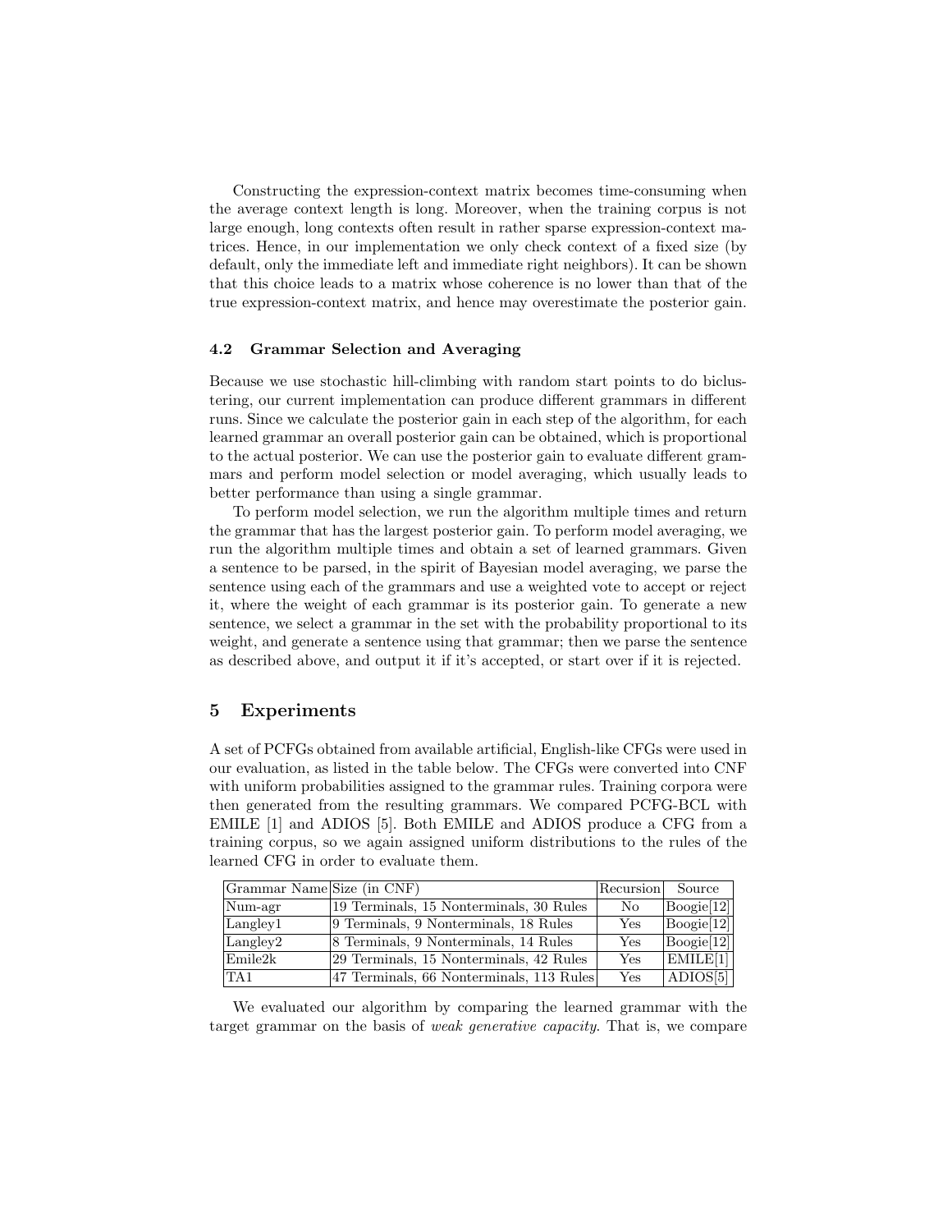Constructing the expression-context matrix becomes time-consuming when the average context length is long. Moreover, when the training corpus is not large enough, long contexts often result in rather sparse expression-context matrices. Hence, in our implementation we only check context of a fixed size (by default, only the immediate left and immediate right neighbors). It can be shown that this choice leads to a matrix whose coherence is no lower than that of the true expression-context matrix, and hence may overestimate the posterior gain.

### 4.2 Grammar Selection and Averaging

Because we use stochastic hill-climbing with random start points to do biclustering, our current implementation can produce different grammars in different runs. Since we calculate the posterior gain in each step of the algorithm, for each learned grammar an overall posterior gain can be obtained, which is proportional to the actual posterior. We can use the posterior gain to evaluate different grammars and perform model selection or model averaging, which usually leads to better performance than using a single grammar.

To perform model selection, we run the algorithm multiple times and return the grammar that has the largest posterior gain. To perform model averaging, we run the algorithm multiple times and obtain a set of learned grammars. Given a sentence to be parsed, in the spirit of Bayesian model averaging, we parse the sentence using each of the grammars and use a weighted vote to accept or reject it, where the weight of each grammar is its posterior gain. To generate a new sentence, we select a grammar in the set with the probability proportional to its weight, and generate a sentence using that grammar; then we parse the sentence as described above, and output it if it's accepted, or start over if it is rejected.

## 5 Experiments

A set of PCFGs obtained from available artificial, English-like CFGs were used in our evaluation, as listed in the table below. The CFGs were converted into CNF with uniform probabilities assigned to the grammar rules. Training corpora were then generated from the resulting grammars. We compared PCFG-BCL with EMILE [1] and ADIOS [5]. Both EMILE and ADIOS produce a CFG from a training corpus, so we again assigned uniform distributions to the rules of the learned CFG in order to evaluate them.

| Grammar Name | Size (in CNF) | Recursion | Source |
|---|---|---|---|
| Num-agr | 19 Terminals, 15 Nonterminals, 30 Rules | No | Boogie[12] |
| Langley1 | 9 Terminals, 9 Nonterminals, 18 Rules | Yes | Boogie[12] |
| Langley2 | 8 Terminals, 9 Nonterminals, 14 Rules | Yes | Boogie[12] |
| Emile2k | 29 Terminals, 15 Nonterminals, 42 Rules | Yes | EMILE[1] |
| TA1 | 47 Terminals, 66 Nonterminals, 113 Rules | Yes | ADIOS[5] |

We evaluated our algorithm by comparing the learned grammar with the target grammar on the basis of *weak generative capacity*. That is, we compare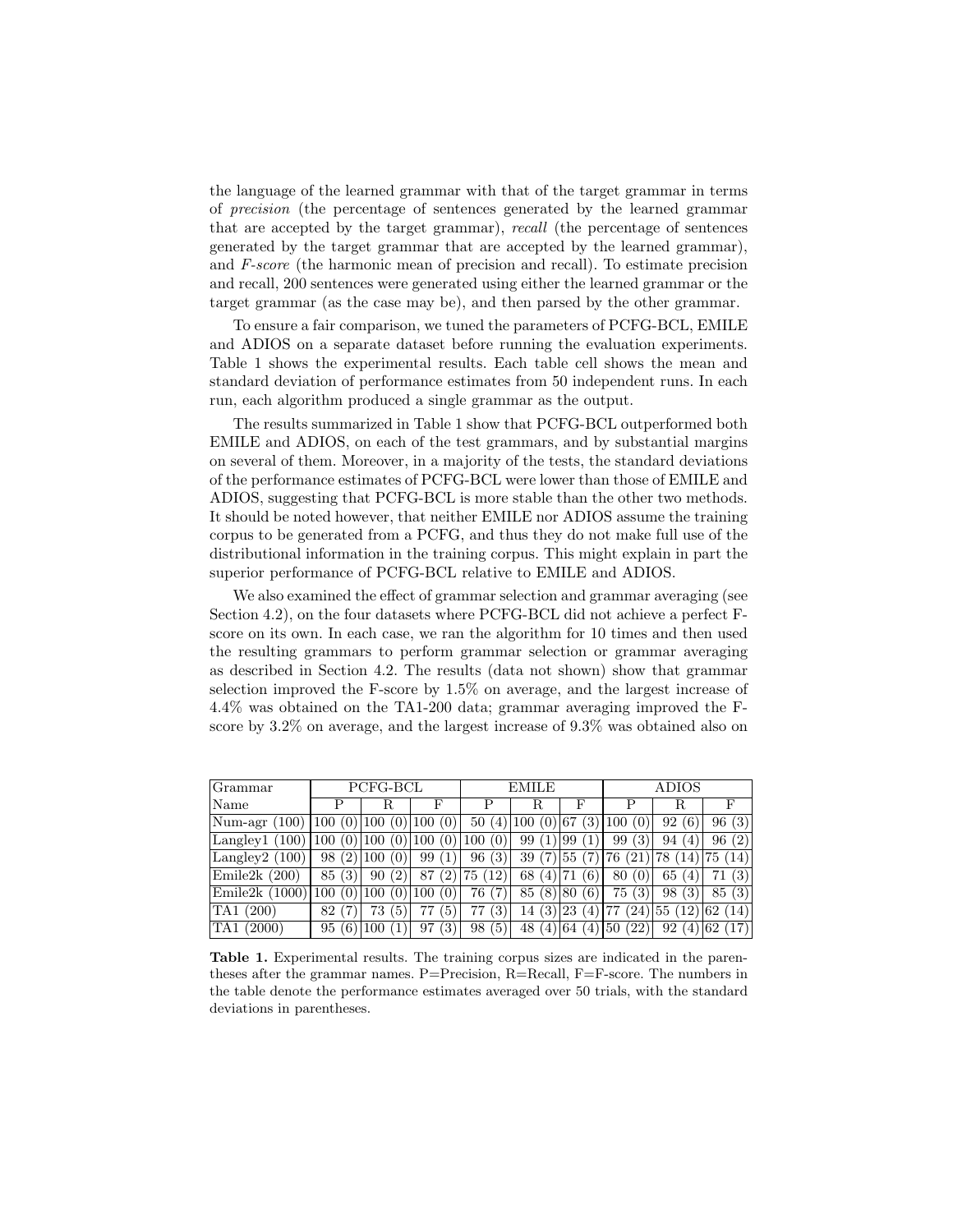the language of the learned grammar with that of the target grammar in terms of *precision* (the percentage of sentences generated by the learned grammar that are accepted by the target grammar), *recall* (the percentage of sentences generated by the target grammar that are accepted by the learned grammar), and *F-score* (the harmonic mean of precision and recall). To estimate precision and recall, 200 sentences were generated using either the learned grammar or the target grammar (as the case may be), and then parsed by the other grammar.

To ensure a fair comparison, we tuned the parameters of PCFG-BCL, EMILE and ADIOS on a separate dataset before running the evaluation experiments. Table 1 shows the experimental results. Each table cell shows the mean and standard deviation of performance estimates from 50 independent runs. In each run, each algorithm produced a single grammar as the output.

The results summarized in Table 1 show that PCFG-BCL outperformed both EMILE and ADIOS, on each of the test grammars, and by substantial margins on several of them. Moreover, in a majority of the tests, the standard deviations of the performance estimates of PCFG-BCL were lower than those of EMILE and ADIOS, suggesting that PCFG-BCL is more stable than the other two methods. It should be noted however, that neither EMILE nor ADIOS assume the training corpus to be generated from a PCFG, and thus they do not make full use of the distributional information in the training corpus. This might explain in part the superior performance of PCFG-BCL relative to EMILE and ADIOS.

We also examined the effect of grammar selection and grammar averaging (see Section 4.2), on the four datasets where PCFG-BCL did not achieve a perfect F-score on its own. In each case, we ran the algorithm for 10 times and then used the resulting grammars to perform grammar selection or grammar averaging as described in Section 4.2. The results (data not shown) show that grammar selection improved the F-score by 1.5% on average, and the largest increase of 4.4% was obtained on the TA1-200 data; grammar averaging improved the F-score by 3.2% on average, and the largest increase of 9.3% was obtained also on

| Grammar | PCFG-BCL | | | EMILE | | | ADIOS | | |
|---|---|---|---|---|---|---|---|---|---|
| Name | P | R | F | P | R | F | P | R | F |
| Num-agr (100) | 100 (0) | 100 (0) | 100 (0) | 50 (4) | 100 (0) | 67 (3) | 100 (0) | 92 (6) | 96 (3) |
| Langley1 (100) | 100 (0) | 100 (0) | 100 (0) | 100 (0) | 99 (1) | 99 (1) | 99 (3) | 94 (4) | 96 (2) |
| Langley2 (100) | 98 (2) | 100 (0) | 99 (1) | 96 (3) | 39 (7) | 55 (7) | 76 (21) | 78 (14) | 75 (14) |
| Emile2k (200) | 85 (3) | 90 (2) | 87 (2) | 75 (12) | 68 (4) | 71 (6) | 80 (0) | 65 (4) | 71 (3) |
| Emile2k (1000) | 100 (0) | 100 (0) | 100 (0) | 76 (7) | 85 (8) | 80 (6) | 75 (3) | 98 (3) | 85 (3) |
| TA1 (200) | 82 (7) | 73 (5) | 77 (5) | 77 (3) | 14 (3) | 23 (4) | 77 (24) | 55 (12) | 62 (14) |
| TA1 (2000) | 95 (6) | 100 (1) | 97 (3) | 98 (5) | 48 (4) | 64 (4) | 50 (22) | 92 (4) | 62 (17) |

**Table 1.** Experimental results. The training corpus sizes are indicated in the parentheses after the grammar names. P=Precision, R=Recall, F=F-score. The numbers in the table denote the performance estimates averaged over 50 trials, with the standard deviations in parentheses.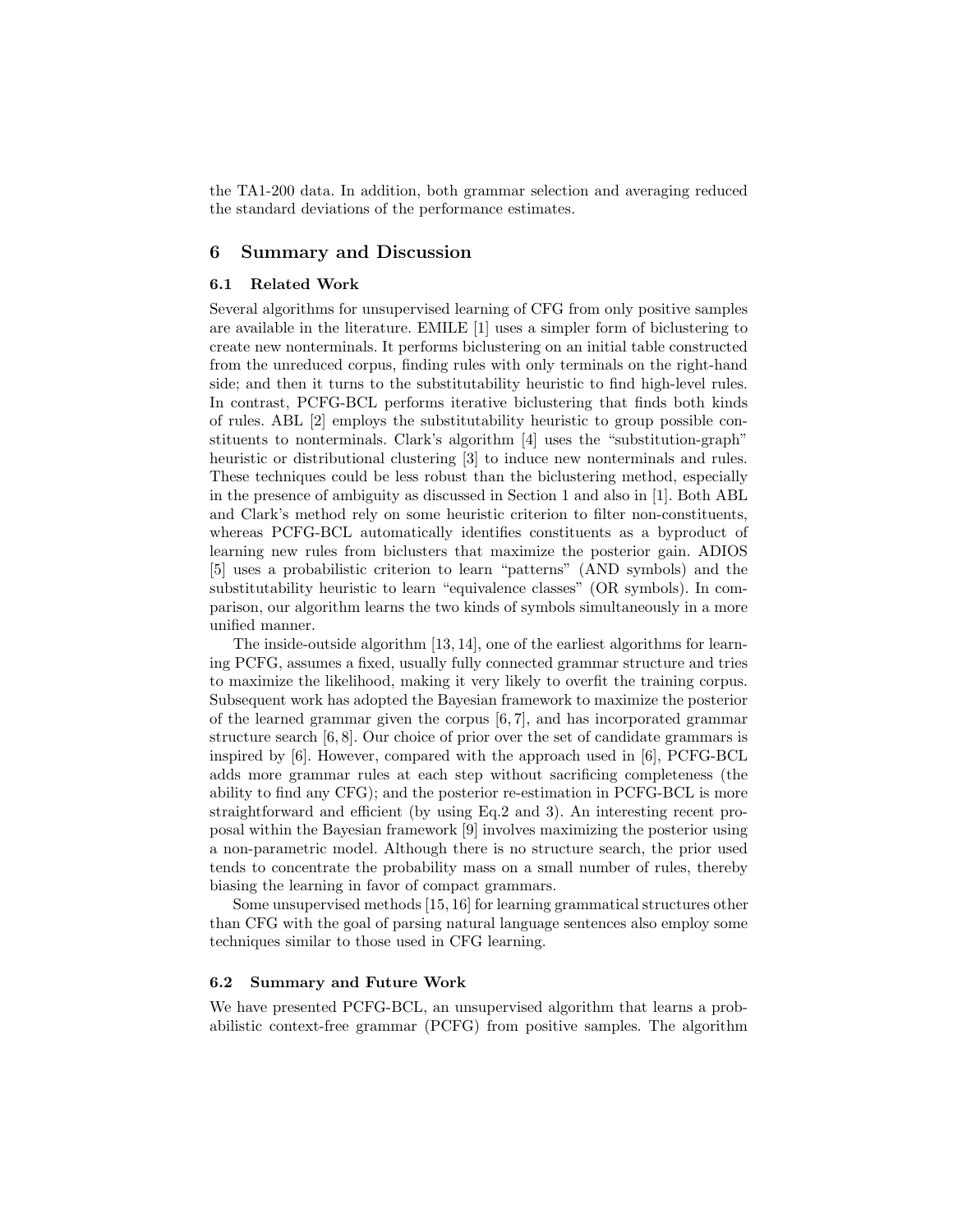the TA1-200 data. In addition, both grammar selection and averaging reduced the standard deviations of the performance estimates.

## 6 Summary and Discussion

### 6.1 Related Work

Several algorithms for unsupervised learning of CFG from only positive samples are available in the literature. EMILE [1] uses a simpler form of biclustering to create new nonterminals. It performs biclustering on an initial table constructed from the unreduced corpus, finding rules with only terminals on the right-hand side; and then it turns to the substitutability heuristic to find high-level rules. In contrast, PCFG-BCL performs iterative biclustering that finds both kinds of rules. ABL [2] employs the substitutability heuristic to group possible constituents to nonterminals. Clark's algorithm [4] uses the "substitution-graph" heuristic or distributional clustering [3] to induce new nonterminals and rules. These techniques could be less robust than the biclustering method, especially in the presence of ambiguity as discussed in Section 1 and also in [1]. Both ABL and Clark's method rely on some heuristic criterion to filter non-constituents, whereas PCFG-BCL automatically identifies constituents as a byproduct of learning new rules from biclusters that maximize the posterior gain. ADIOS [5] uses a probabilistic criterion to learn "patterns" (AND symbols) and the substitutability heuristic to learn "equivalence classes" (OR symbols). In comparison, our algorithm learns the two kinds of symbols simultaneously in a more unified manner.

The inside-outside algorithm [13, 14], one of the earliest algorithms for learning PCFG, assumes a fixed, usually fully connected grammar structure and tries to maximize the likelihood, making it very likely to overfit the training corpus. Subsequent work has adopted the Bayesian framework to maximize the posterior of the learned grammar given the corpus [6, 7], and has incorporated grammar structure search [6, 8]. Our choice of prior over the set of candidate grammars is inspired by [6]. However, compared with the approach used in [6], PCFG-BCL adds more grammar rules at each step without sacrificing completeness (the ability to find any CFG); and the posterior re-estimation in PCFG-BCL is more straightforward and efficient (by using Eq.2 and 3). An interesting recent proposal within the Bayesian framework [9] involves maximizing the posterior using a non-parametric model. Although there is no structure search, the prior used tends to concentrate the probability mass on a small number of rules, thereby biasing the learning in favor of compact grammars.

Some unsupervised methods [15, 16] for learning grammatical structures other than CFG with the goal of parsing natural language sentences also employ some techniques similar to those used in CFG learning.

### 6.2 Summary and Future Work

We have presented PCFG-BCL, an unsupervised algorithm that learns a probabilistic context-free grammar (PCFG) from positive samples. The algorithm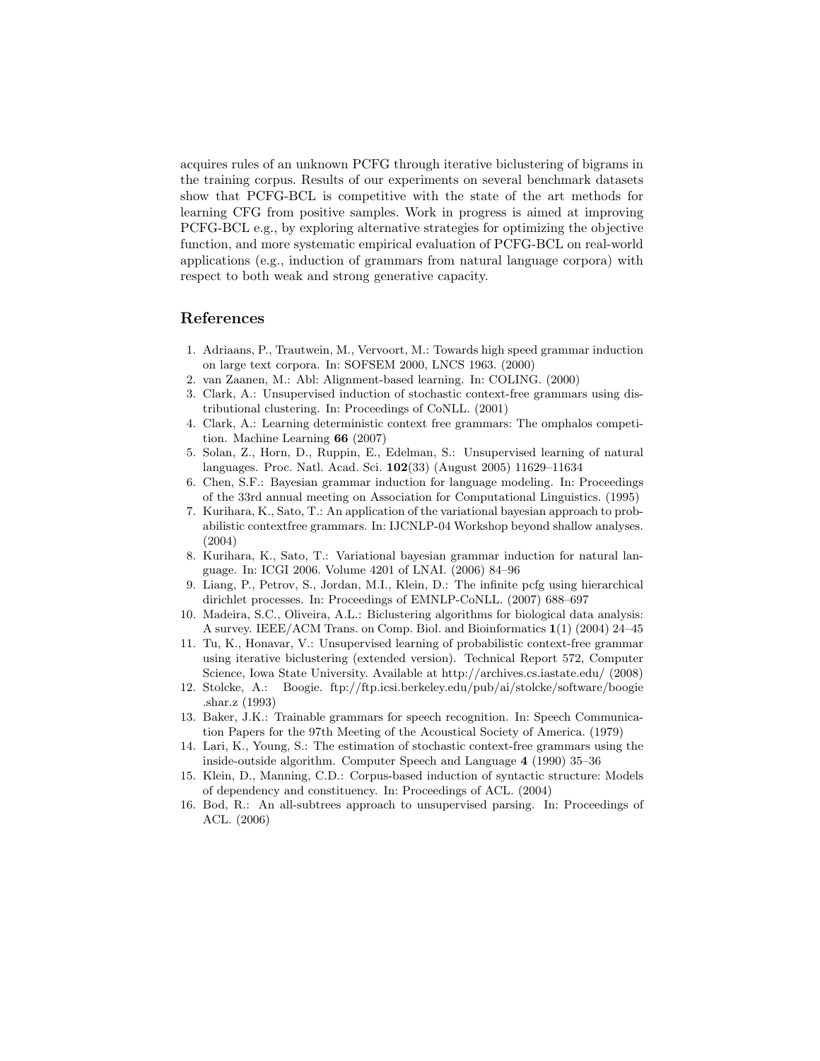acquires rules of an unknown PCFG through iterative biclustering of bigrams in the training corpus. Results of our experiments on several benchmark datasets show that PCFG-BCL is competitive with the state of the art methods for learning CFG from positive samples. Work in progress is aimed at improving PCFG-BCL e.g., by exploring alternative strategies for optimizing the objective function, and more systematic empirical evaluation of PCFG-BCL on real-world applications (e.g., induction of grammars from natural language corpora) with respect to both weak and strong generative capacity.

## References

1. Adriaans, P., Trautwein, M., Vervoort, M.: Towards high speed grammar induction on large text corpora. In: SOFSEM 2000, LNCS 1963. (2000)
2. van Zaanen, M.: Abl: Alignment-based learning. In: COLING. (2000)
3. Clark, A.: Unsupervised induction of stochastic context-free grammars using distributional clustering. In: Proceedings of CoNLL. (2001)
4. Clark, A.: Learning deterministic context free grammars: The omphalos competition. Machine Learning **66** (2007)
5. Solan, Z., Horn, D., Ruppin, E., Edelman, S.: Unsupervised learning of natural languages. Proc. Natl. Acad. Sci. **102**(33) (August 2005) 11629–11634
6. Chen, S.F.: Bayesian grammar induction for language modeling. In: Proceedings of the 33rd annual meeting on Association for Computational Linguistics. (1995)
7. Kurihara, K., Sato, T.: An application of the variational bayesian approach to probabilistic contextfree grammars. In: IJCNLP-04 Workshop beyond shallow analyses. (2004)
8. Kurihara, K., Sato, T.: Variational bayesian grammar induction for natural language. In: ICGI 2006. Volume 4201 of LNAI. (2006) 84–96
9. Liang, P., Petrov, S., Jordan, M.I., Klein, D.: The infinite pcfg using hierarchical dirichlet processes. In: Proceedings of EMNLP-CoNLL. (2007) 688–697
10. Madeira, S.C., Oliveira, A.L.: Biclustering algorithms for biological data analysis: A survey. IEEE/ACM Trans. on Comp. Biol. and Bioinformatics **1**(1) (2004) 24–45
11. Tu, K., Honavar, V.: Unsupervised learning of probabilistic context-free grammar using iterative biclustering (extended version). Technical Report 572, Computer Science, Iowa State University. Available at http://archives.cs.iastate.edu/ (2008)
12. Stolcke, A.: Boogie. ftp://ftp.icsi.berkeley.edu/pub/ai/stolcke/software/boogie.shar.z (1993)
13. Baker, J.K.: Trainable grammars for speech recognition. In: Speech Communication Papers for the 97th Meeting of the Acoustical Society of America. (1979)
14. Lari, K., Young, S.: The estimation of stochastic context-free grammars using the inside-outside algorithm. Computer Speech and Language **4** (1990) 35–36
15. Klein, D., Manning, C.D.: Corpus-based induction of syntactic structure: Models of dependency and constituency. In: Proceedings of ACL. (2004)
16. Bod, R.: An all-subtrees approach to unsupervised parsing. In: Proceedings of ACL. (2006)